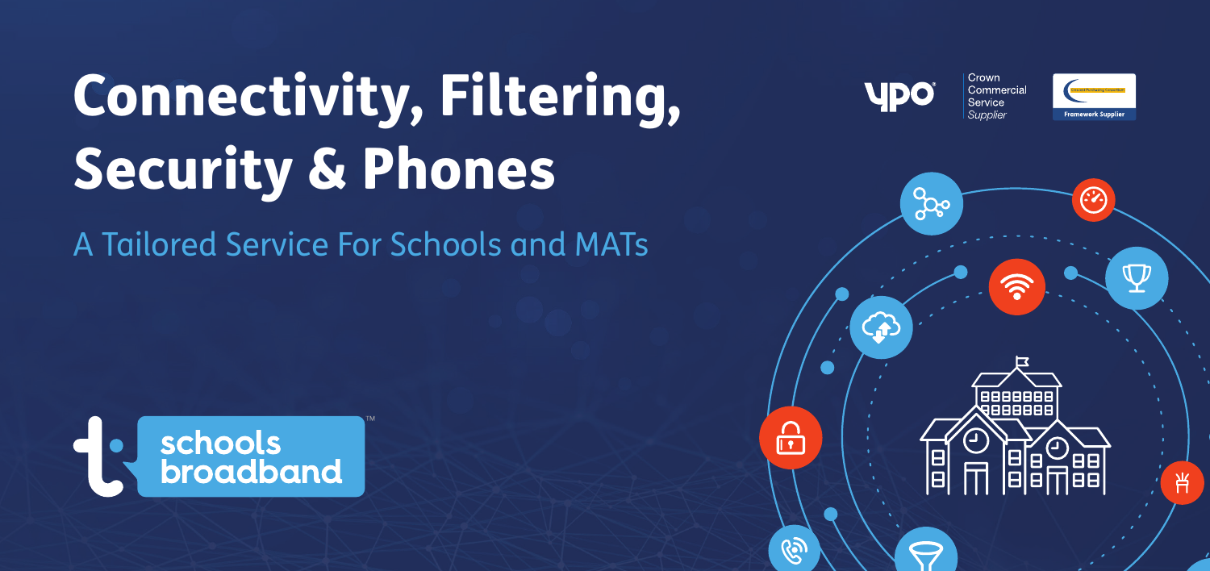# Connectivity, Filtering, Security & Phones

A Tailored Service For Schools and MATs

YPO

Crown Commercial Service Supplier

Framework Supplier

schools broadband™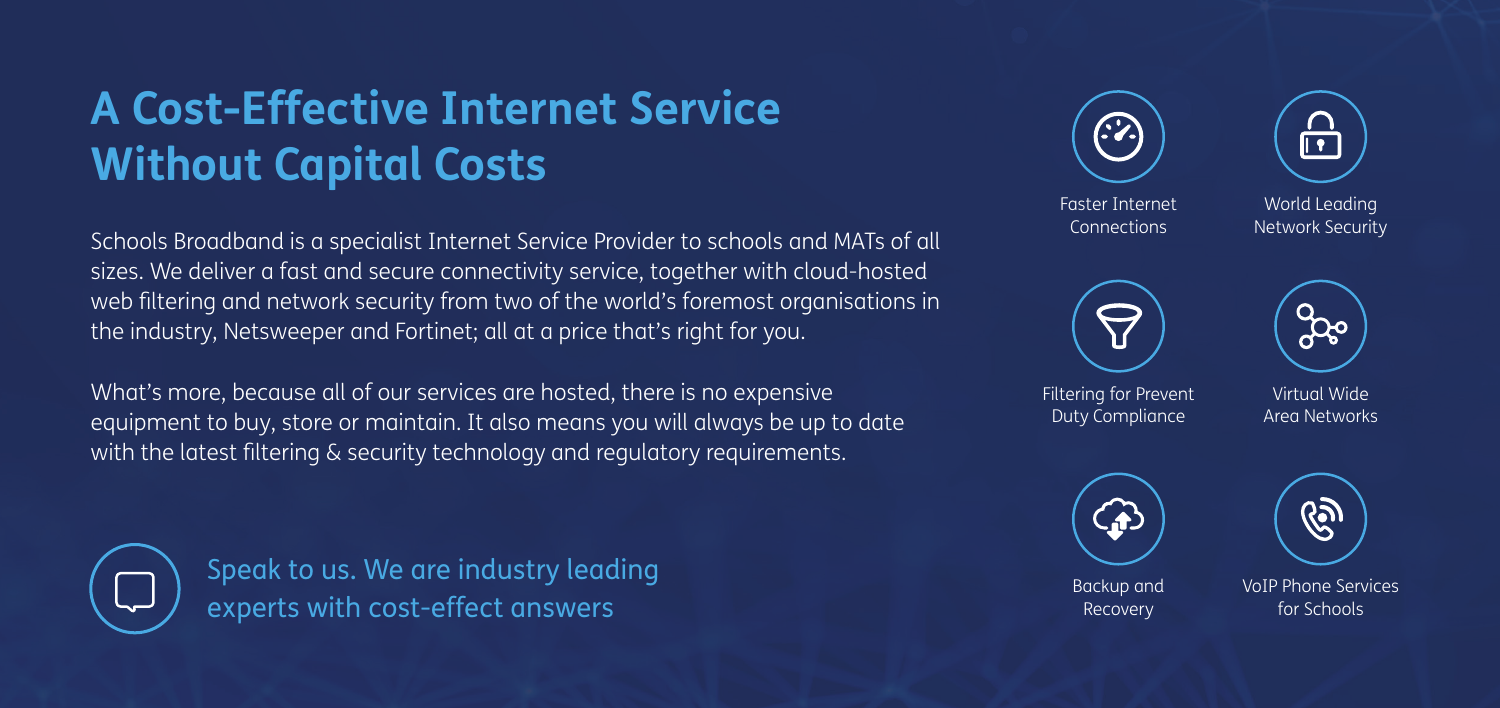# A Cost-Effective Internet Service Without Capital Costs

Schools Broadband is a specialist Internet Service Provider to schools and MATs of all sizes. We deliver a fast and secure connectivity service, together with cloud-hosted web filtering and network security from two of the world's foremost organisations in the industry, Netsweeper and Fortinet; all at a price that's right for you.

What's more, because all of our services are hosted, there is no expensive equipment to buy, store or maintain. It also means you will always be up to date with the latest filtering & security technology and regulatory requirements.

Speak to us. We are industry leading experts with cost-effect answers

- Faster Internet Connections
- World Leading Network Security
- Filtering for Prevent Duty Compliance
- Virtual Wide Area Networks
- Backup and Recovery
- VoIP Phone Services for Schools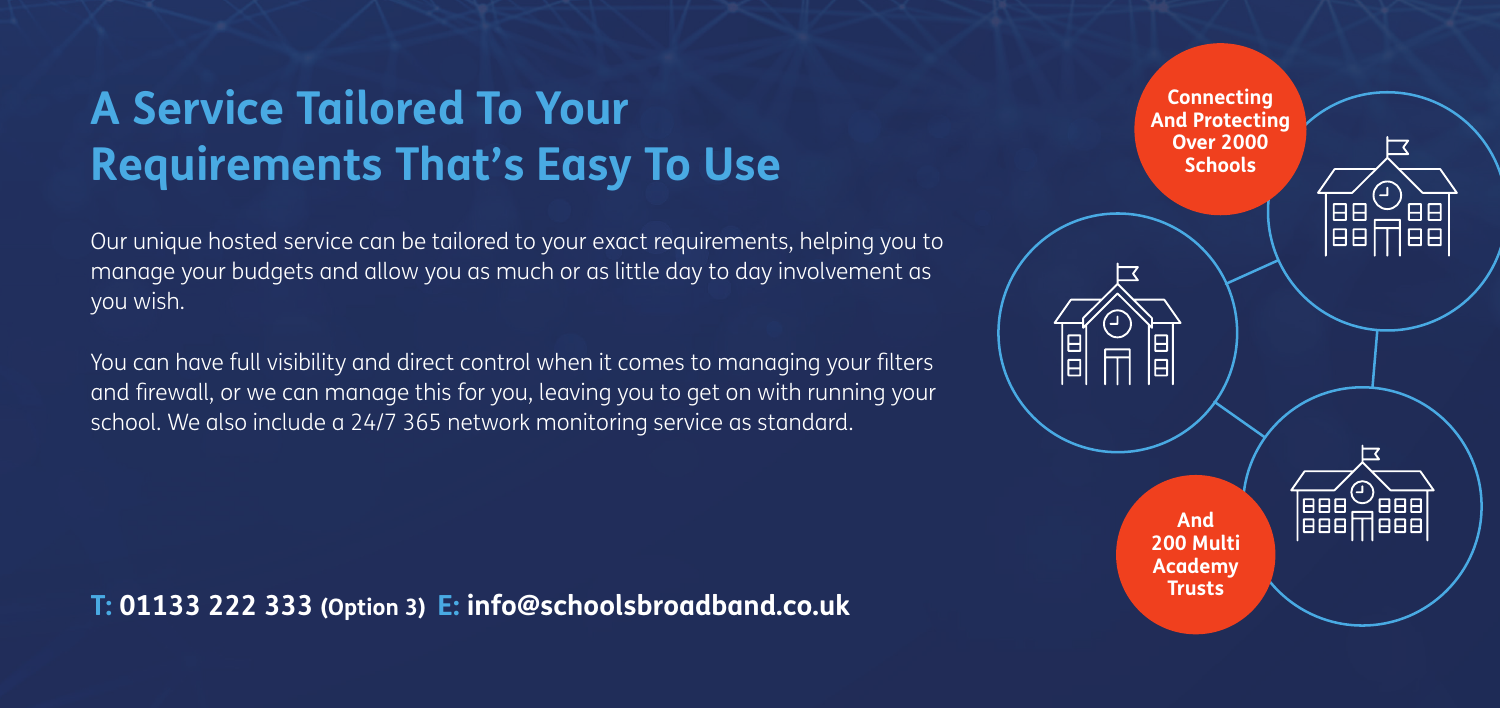# A Service Tailored To Your Requirements That's Easy To Use

Our unique hosted service can be tailored to your exact requirements, helping you to manage your budgets and allow you as much or as little day to day involvement as you wish.

You can have full visibility and direct control when it comes to managing your filters and firewall, or we can manage this for you, leaving you to get on with running your school. We also include a 24/7 365 network monitoring service as standard.

**Connecting And Protecting Over 2000 Schools**

**And 200 Multi Academy Trusts**

**T: 01133 222 333 (Option 3) E: info@schoolsbroadband.co.uk**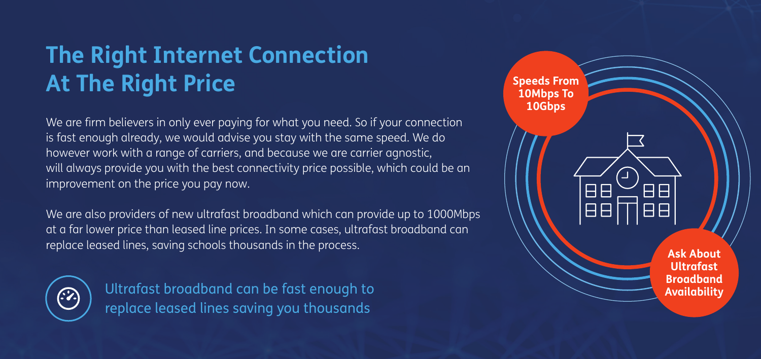# The Right Internet Connection At The Right Price

We are firm believers in only ever paying for what you need. So if your connection is fast enough already, we would advise you stay with the same speed. We do however work with a range of carriers, and because we are carrier agnostic, will always provide you with the best connectivity price possible, which could be an improvement on the price you pay now.

We are also providers of new ultrafast broadband which can provide up to 1000Mbps at a far lower price than leased line prices. In some cases, ultrafast broadband can replace leased lines, saving schools thousands in the process.

Ultrafast broadband can be fast enough to replace leased lines saving you thousands

**Speeds From 10Mbps To 10Gbps**

**Ask About Ultrafast Broadband Availability**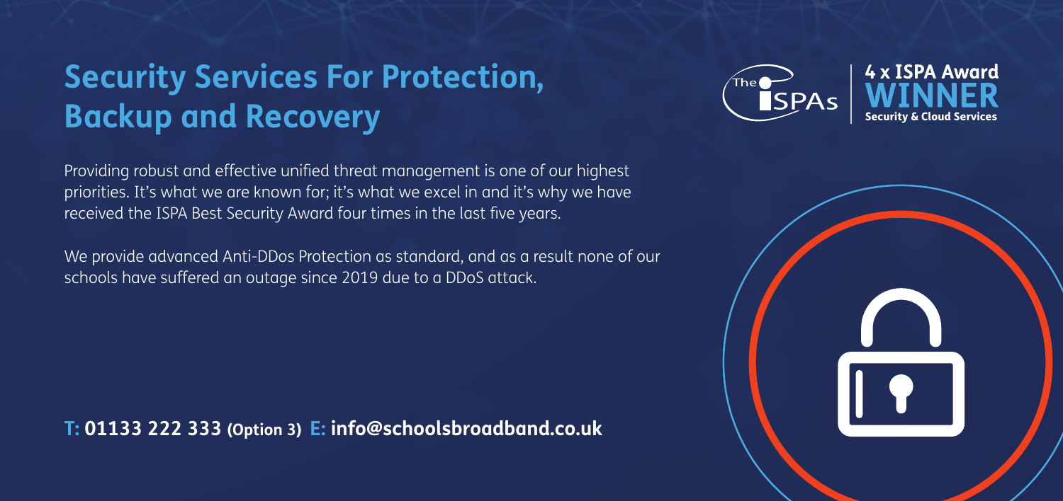# Security Services For Protection, Backup and Recovery

The ISPAs | **4 x ISPA Award WINNER** Security & Cloud Services

Providing robust and effective unified threat management is one of our highest priorities. It's what we are known for; it's what we excel in and it's why we have received the ISPA Best Security Award four times in the last five years.

We provide advanced Anti-DDos Protection as standard, and as a result none of our schools have suffered an outage since 2019 due to a DDoS attack.

**T: 01133 222 333 (Option 3) E: info@schoolsbroadband.co.uk**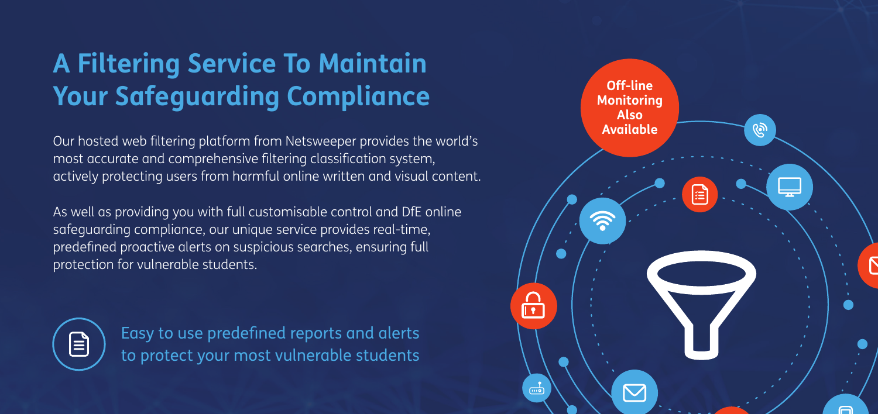# A Filtering Service To Maintain Your Safeguarding Compliance

Our hosted web filtering platform from Netsweeper provides the world's most accurate and comprehensive filtering classification system, actively protecting users from harmful online written and visual content.

As well as providing you with full customisable control and DfE online safeguarding compliance, our unique service provides real-time, predefined proactive alerts on suspicious searches, ensuring full protection for vulnerable students.

Easy to use predefined reports and alerts to protect your most vulnerable students

**Off-line Monitoring Also Available**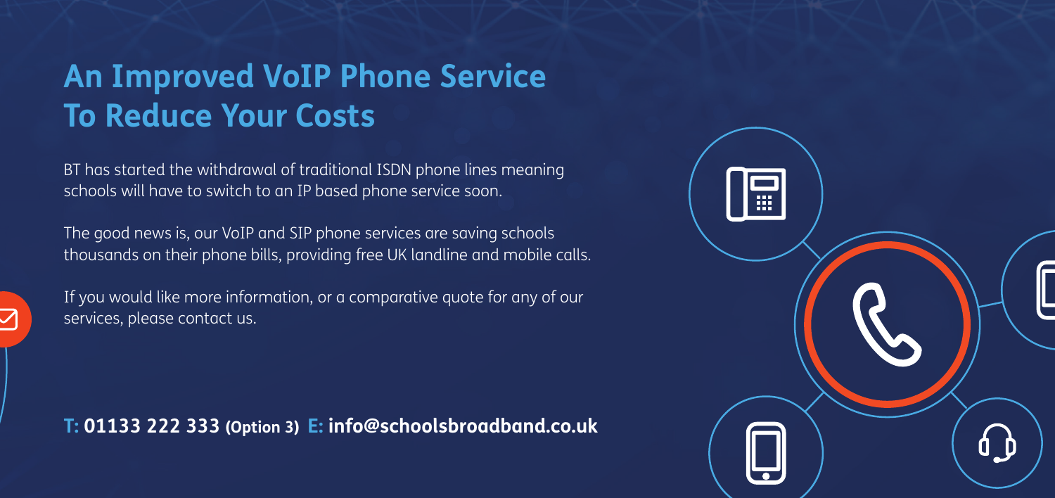# An Improved VoIP Phone Service To Reduce Your Costs

BT has started the withdrawal of traditional ISDN phone lines meaning schools will have to switch to an IP based phone service soon.

The good news is, our VoIP and SIP phone services are saving schools thousands on their phone bills, providing free UK landline and mobile calls.

If you would like more information, or a comparative quote for any of our services, please contact us.

**T: 01133 222 333 (Option 3) E: info@schoolsbroadband.co.uk**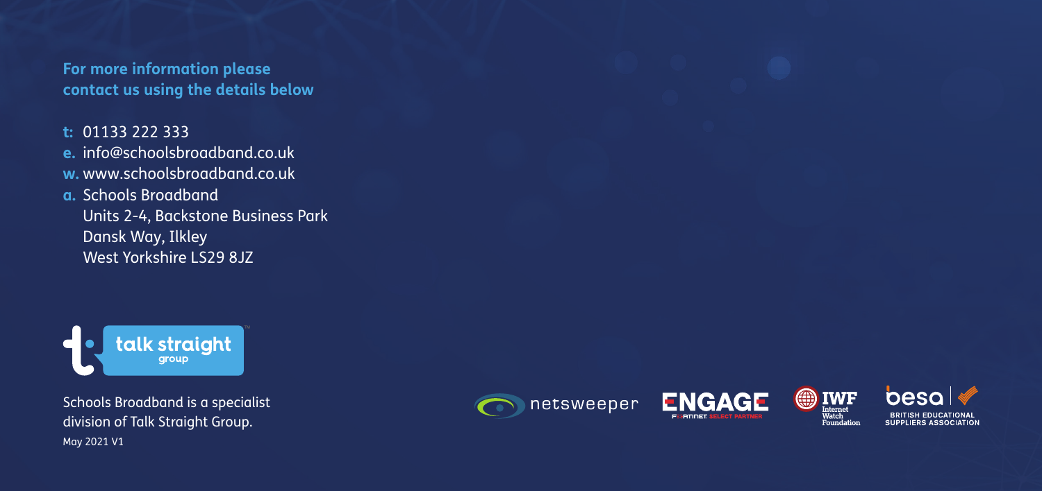**For more information please contact us using the details below**

**t:** 01133 222 333
**e.** info@schoolsbroadband.co.uk
**w.** www.schoolsbroadband.co.uk
**a.** Schools Broadband
Units 2-4, Backstone Business Park
Dansk Way, Ilkley
West Yorkshire LS29 8JZ

talk straight group

Schools Broadband is a specialist division of Talk Straight Group.

May 2021 V1

netsweeper

ENGAGE FORTINET SELECT PARTNER

IWF Internet Watch Foundation

besa BRITISH EDUCATIONAL SUPPLIERS ASSOCIATION